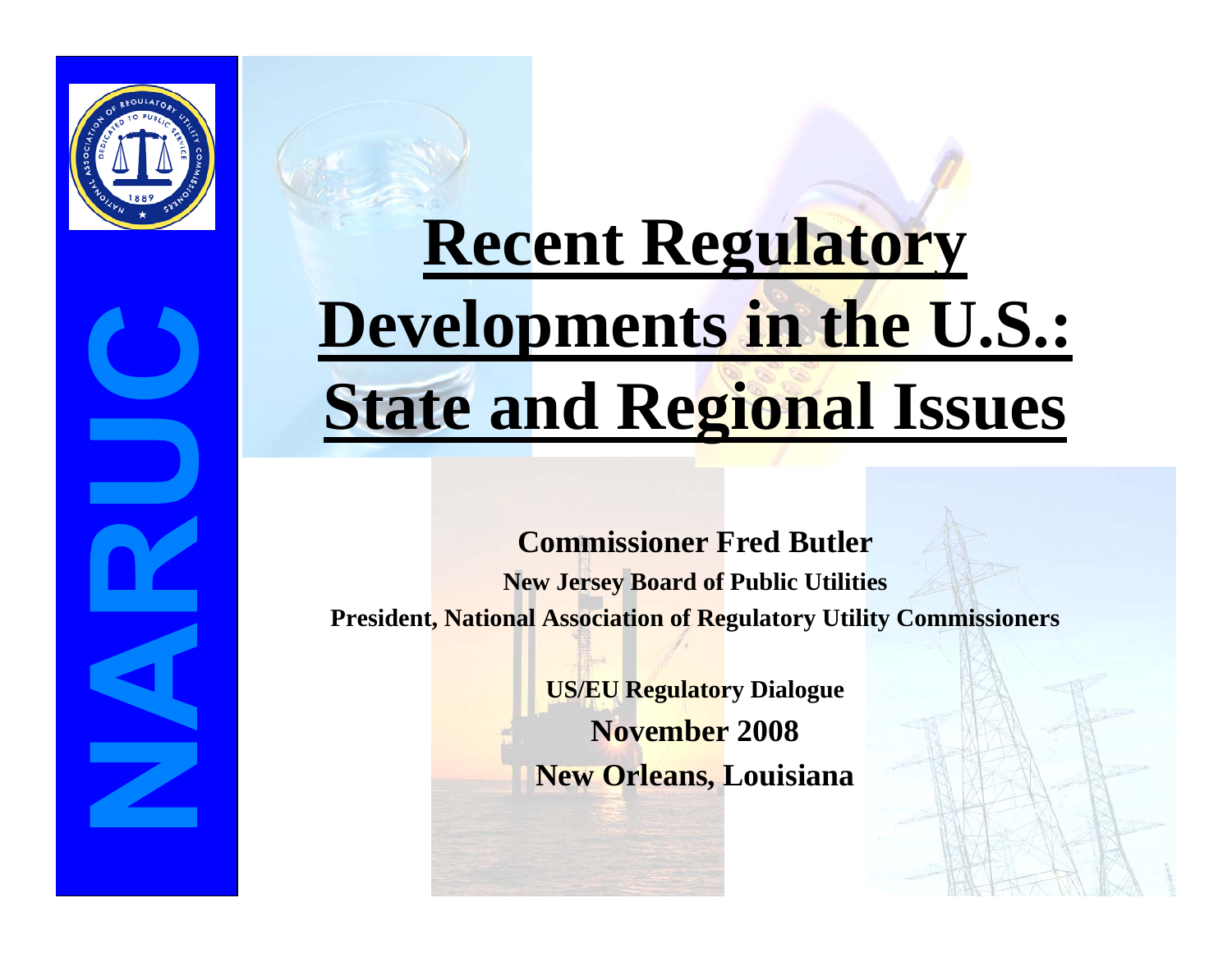NARUC

# Recent Regulatory Developments in the U.S.: State and Regional Issues

**Commissioner Fred Butler**

**New Jersey Board of Public Utilities**

**President, National Association of Regulatory Utility Commissioners**

**US/EU Regulatory Dialogue**

**November 2008**

**New Orleans, Louisiana**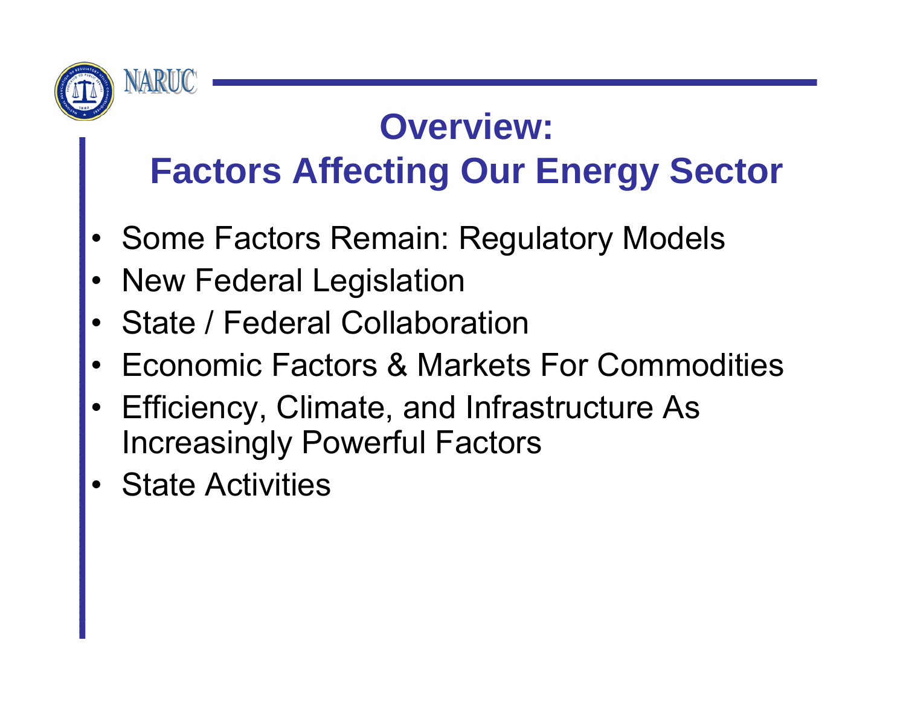# Overview:
# Factors Affecting Our Energy Sector

- Some Factors Remain: Regulatory Models
- New Federal Legislation
- State / Federal Collaboration
- Economic Factors & Markets For Commodities
- Efficiency, Climate, and Infrastructure As Increasingly Powerful Factors
- State Activities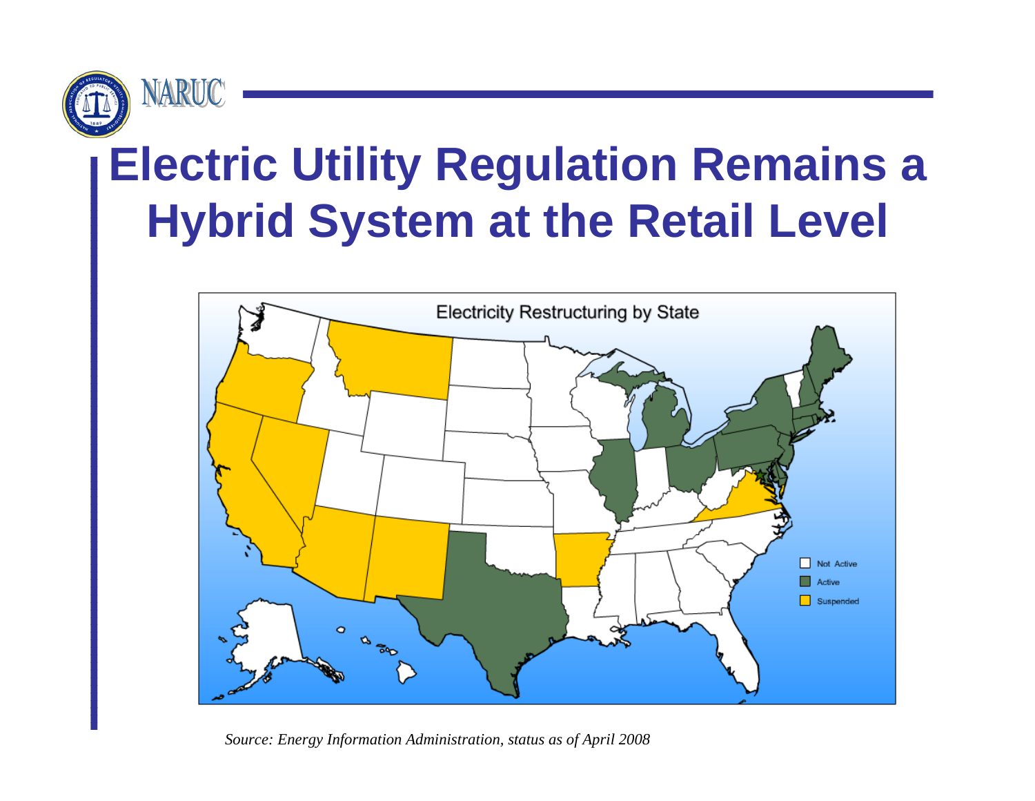# Electric Utility Regulation Remains a Hybrid System at the Retail Level

Electricity Restructuring by State

- Not Active
- Active
- Suspended

*Source: Energy Information Administration, status as of April 2008*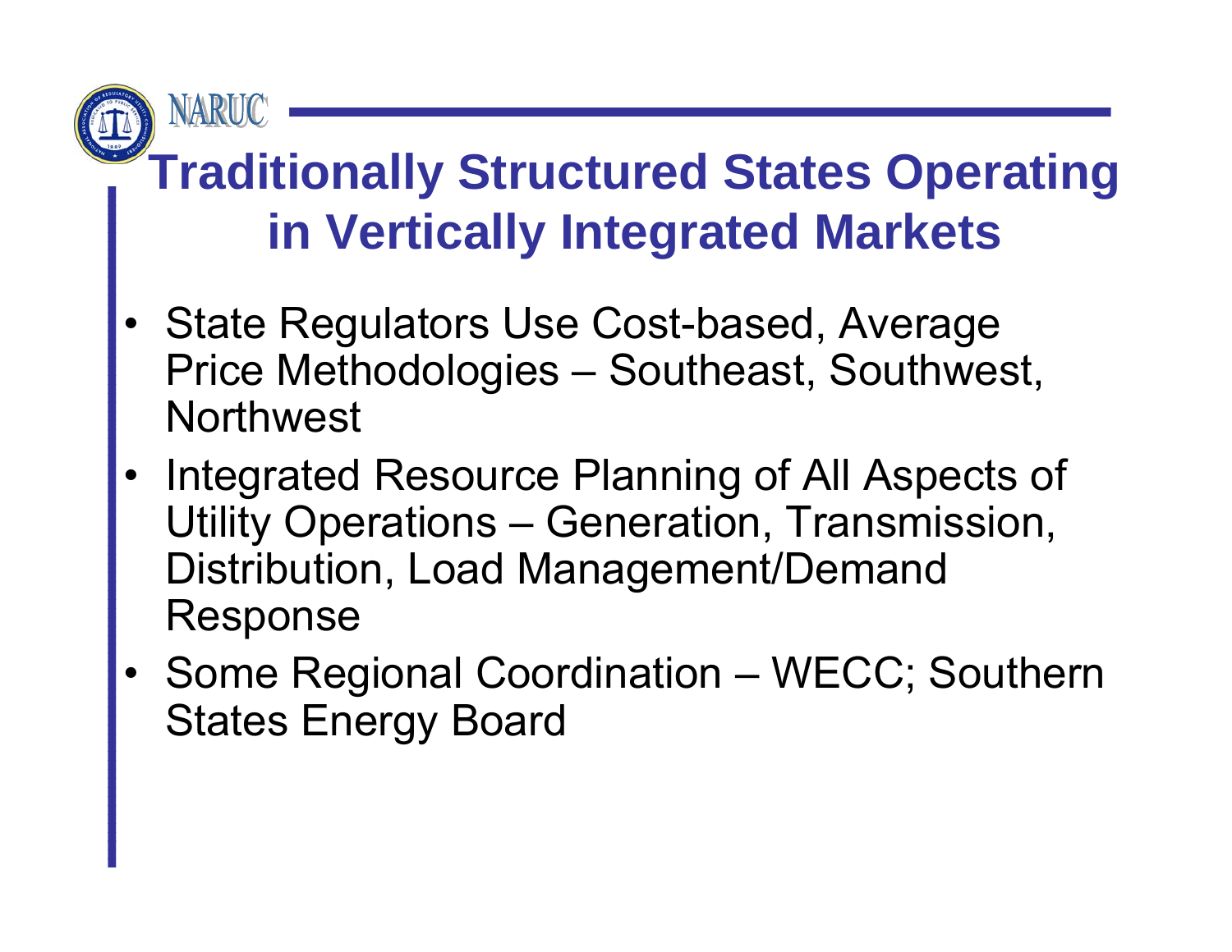# Traditionally Structured States Operating in Vertically Integrated Markets

- State Regulators Use Cost-based, Average Price Methodologies – Southeast, Southwest, Northwest
- Integrated Resource Planning of All Aspects of Utility Operations – Generation, Transmission, Distribution, Load Management/Demand Response
- Some Regional Coordination – WECC; Southern States Energy Board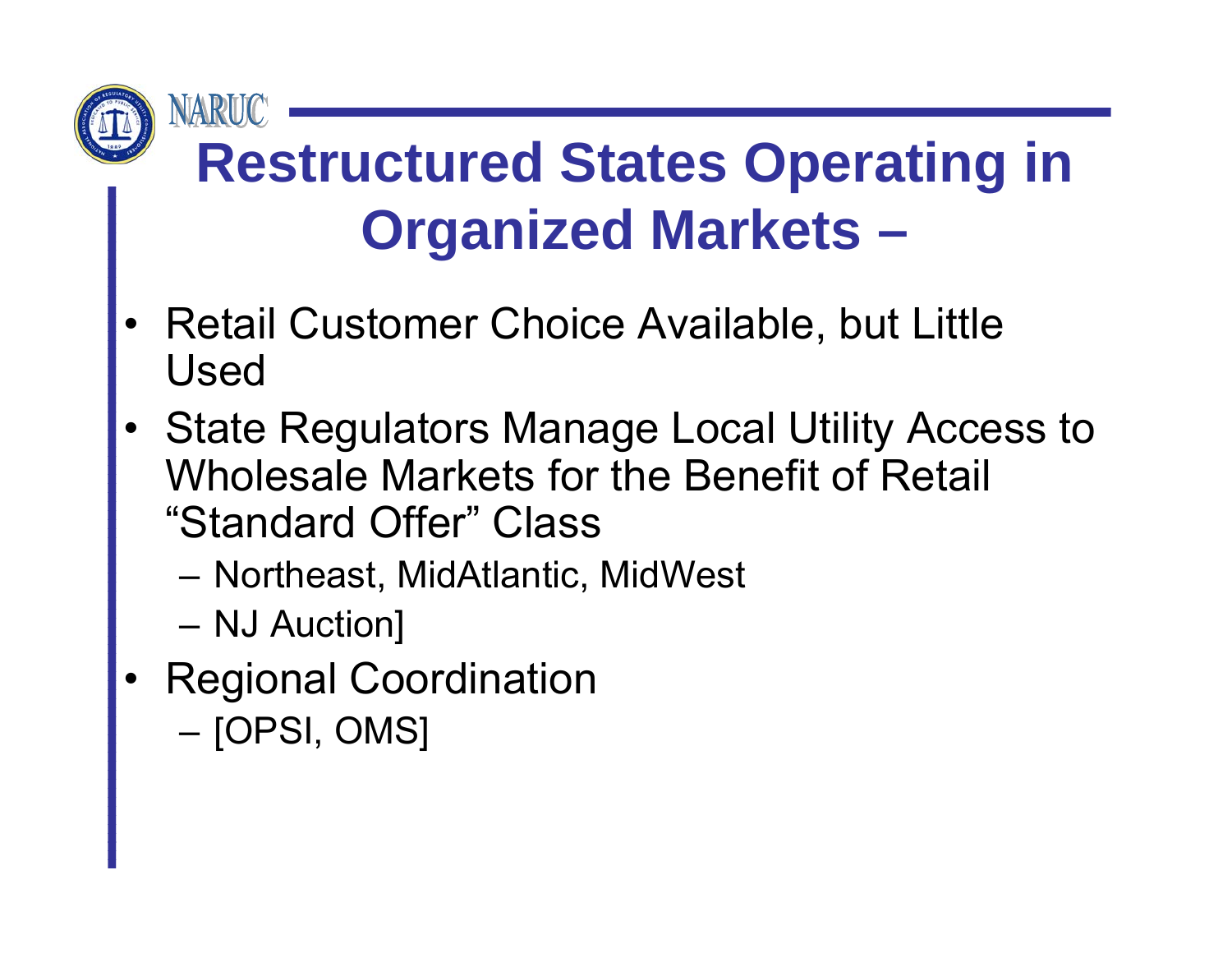# Restructured States Operating in Organized Markets –

- Retail Customer Choice Available, but Little Used
- State Regulators Manage Local Utility Access to Wholesale Markets for the Benefit of Retail "Standard Offer" Class
  - Northeast, MidAtlantic, MidWest
  - NJ Auction]
- Regional Coordination
  - [OPSI, OMS]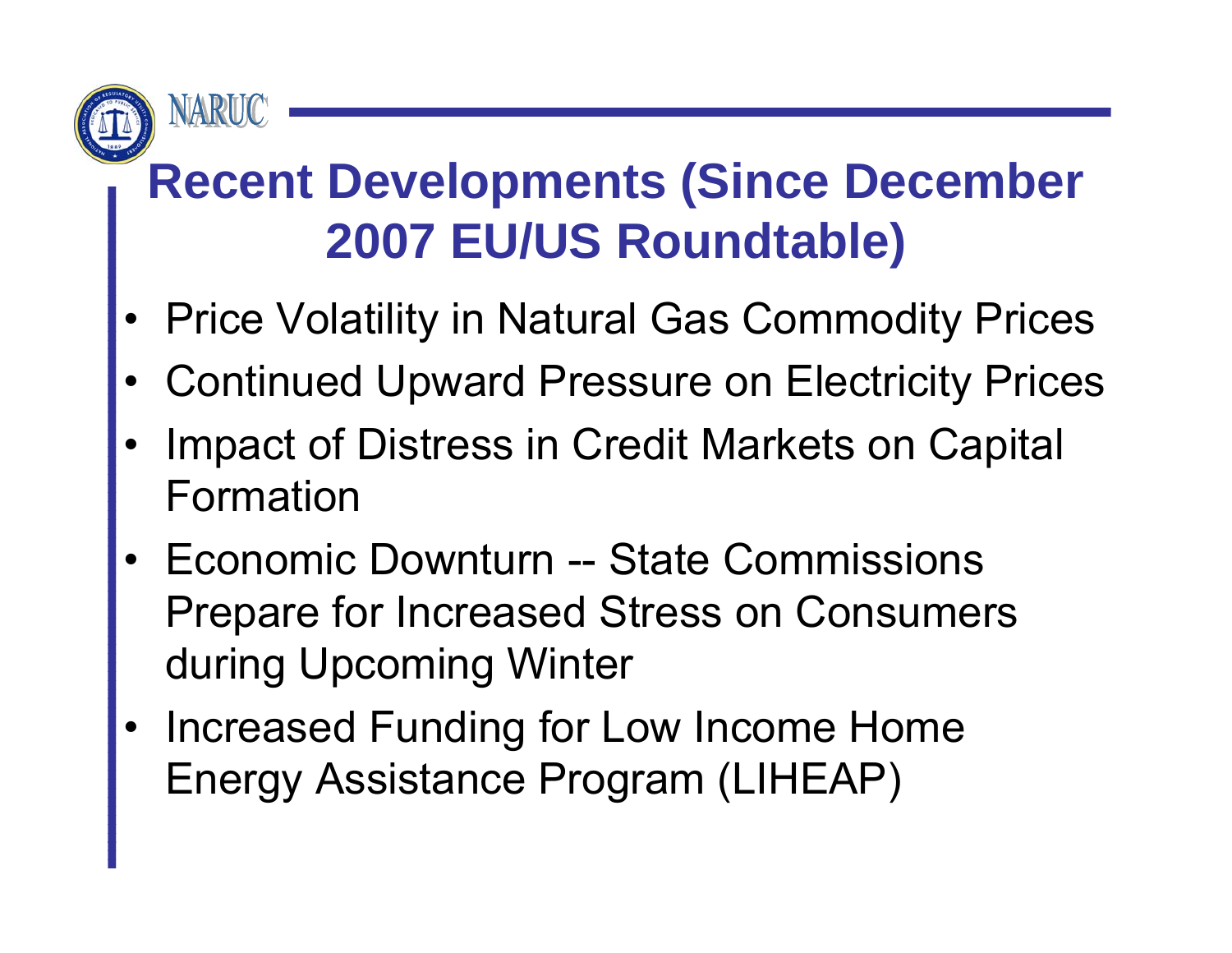# Recent Developments (Since December 2007 EU/US Roundtable)

- Price Volatility in Natural Gas Commodity Prices
- Continued Upward Pressure on Electricity Prices
- Impact of Distress in Credit Markets on Capital Formation
- Economic Downturn -- State Commissions Prepare for Increased Stress on Consumers during Upcoming Winter
- Increased Funding for Low Income Home Energy Assistance Program (LIHEAP)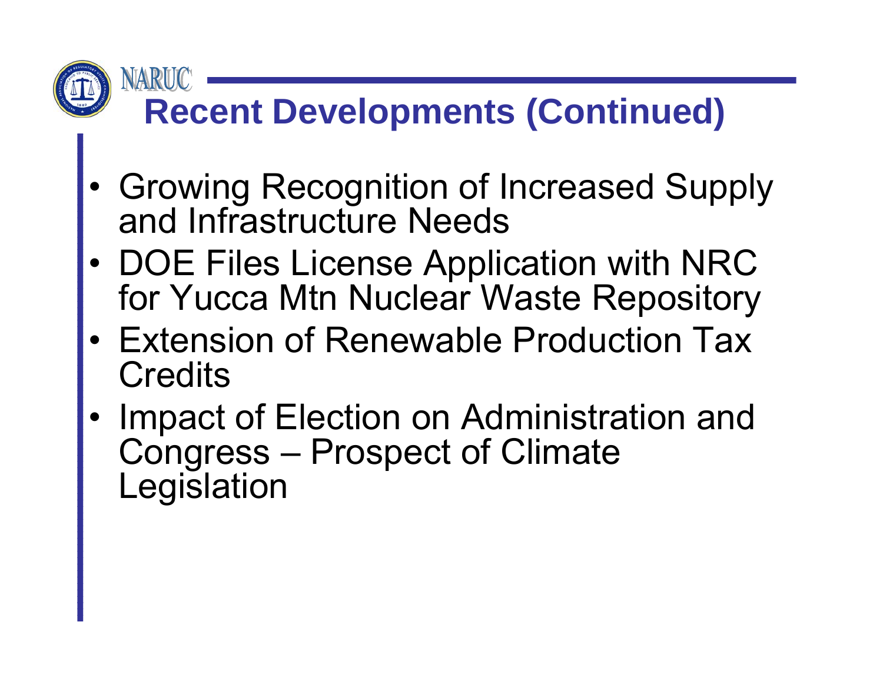# Recent Developments (Continued)

- Growing Recognition of Increased Supply and Infrastructure Needs
- DOE Files License Application with NRC for Yucca Mtn Nuclear Waste Repository
- Extension of Renewable Production Tax Credits
- Impact of Election on Administration and Congress – Prospect of Climate Legislation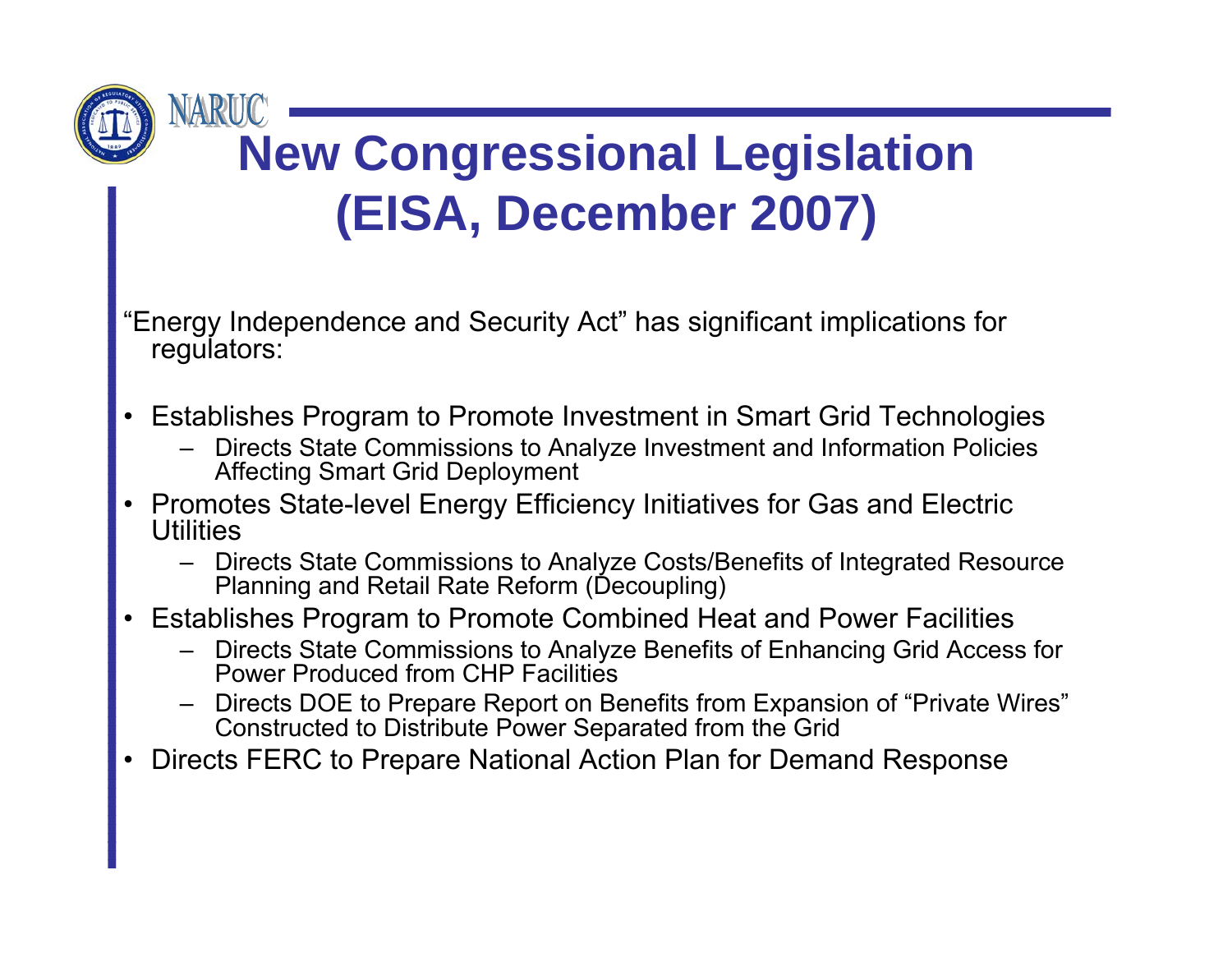# New Congressional Legislation (EISA, December 2007)

"Energy Independence and Security Act" has significant implications for regulators:

- Establishes Program to Promote Investment in Smart Grid Technologies
  - Directs State Commissions to Analyze Investment and Information Policies Affecting Smart Grid Deployment
- Promotes State-level Energy Efficiency Initiatives for Gas and Electric Utilities
  - Directs State Commissions to Analyze Costs/Benefits of Integrated Resource Planning and Retail Rate Reform (Decoupling)
- Establishes Program to Promote Combined Heat and Power Facilities
  - Directs State Commissions to Analyze Benefits of Enhancing Grid Access for Power Produced from CHP Facilities
  - Directs DOE to Prepare Report on Benefits from Expansion of "Private Wires" Constructed to Distribute Power Separated from the Grid
- Directs FERC to Prepare National Action Plan for Demand Response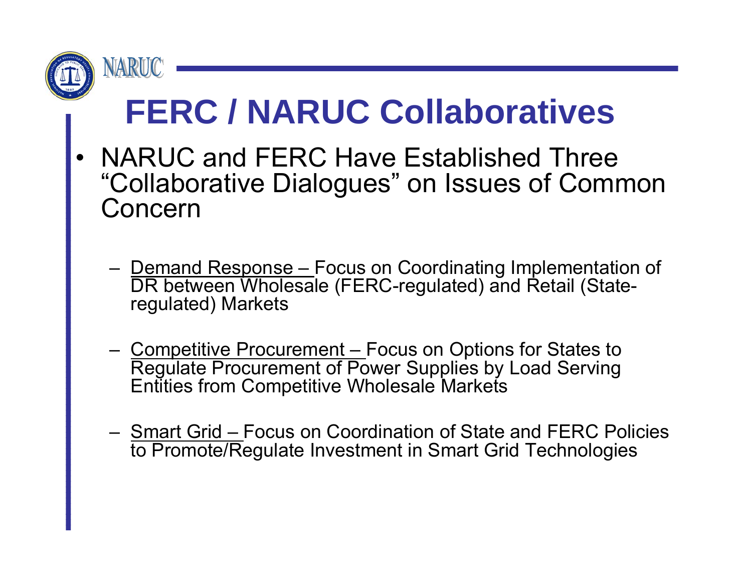# FERC / NARUC Collaboratives

- NARUC and FERC Have Established Three "Collaborative Dialogues" on Issues of Common Concern
  - Demand Response – Focus on Coordinating Implementation of DR between Wholesale (FERC-regulated) and Retail (State-regulated) Markets
  - Competitive Procurement – Focus on Options for States to Regulate Procurement of Power Supplies by Load Serving Entities from Competitive Wholesale Markets
  - Smart Grid – Focus on Coordination of State and FERC Policies to Promote/Regulate Investment in Smart Grid Technologies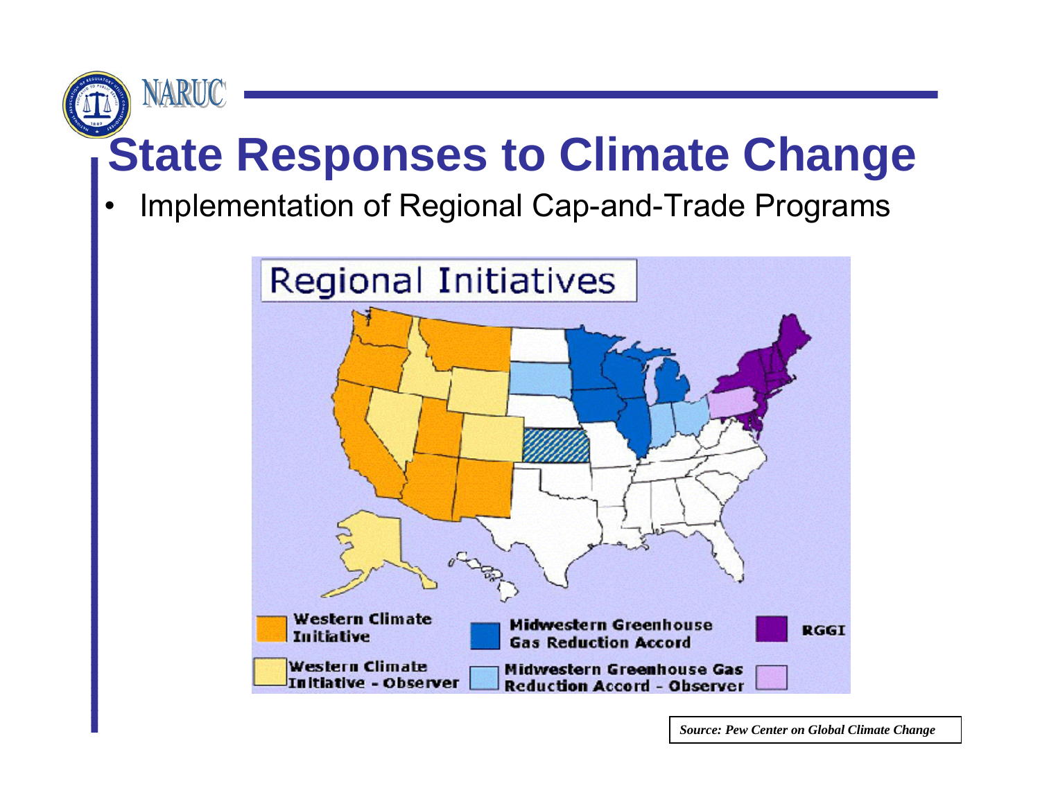# State Responses to Climate Change

- Implementation of Regional Cap-and-Trade Programs

Regional Initiatives

Western Climate Initiative

Western Climate Initiative - Observer

Midwestern Greenhouse Gas Reduction Accord

Midwestern Greenhouse Gas Reduction Accord - Observer

RGGI

*Source: Pew Center on Global Climate Change*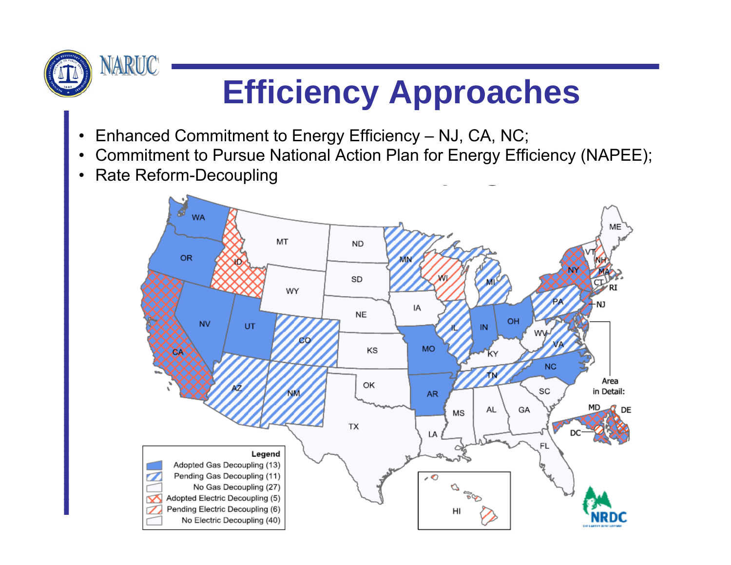# Efficiency Approaches

- Enhanced Commitment to Energy Efficiency – NJ, CA, NC;
- Commitment to Pursue National Action Plan for Energy Efficiency (NAPEE);
- Rate Reform-Decoupling

**Legend**

- Adopted Gas Decoupling (13)
- Pending Gas Decoupling (11)
- No Gas Decoupling (27)
- Adopted Electric Decoupling (5)
- Pending Electric Decoupling (6)
- No Electric Decoupling (40)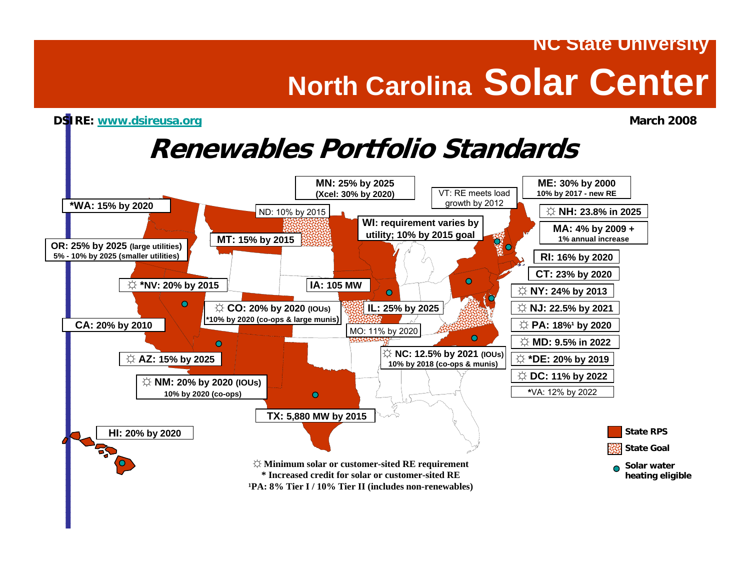NC State University

# North Carolina Solar Center

DSIRE: www.dsireusa.org

March 2008

## Renewables Portfolio Standards

- MN: 25% by 2025 (Xcel: 30% by 2020)
- VT: RE meets load growth by 2012
- ME: 30% by 2000; 10% by 2017 - new RE
- *WA: 15% by 2020
- ND: 10% by 2015
- ☼ NH: 23.8% in 2025
- WI: requirement varies by utility; 10% by 2015 goal
- MA: 4% by 2009 + 1% annual increase
- MT: 15% by 2015
- OR: 25% by 2025 (large utilities); 5% - 10% by 2025 (smaller utilities)
- RI: 16% by 2020
- CT: 23% by 2020
- ☼ *NV: 20% by 2015
- IA: 105 MW
- ☼ NY: 24% by 2013
- ☼ CO: 20% by 2020 (IOUs); *10% by 2020 (co-ops & large munis)
- IL: 25% by 2025
- ☼ NJ: 22.5% by 2021
- CA: 20% by 2010
- MO: 11% by 2020
- ☼ PA: 18%[1] by 2020
- ☼ MD: 9.5% in 2022
- ☼ NC: 12.5% by 2021 (IOUs); 10% by 2018 (co-ops & munis)
- ☼ AZ: 15% by 2025
- ☼ *DE: 20% by 2019
- ☼ DC: 11% by 2022
- ☼ NM: 20% by 2020 (IOUs); 10% by 2020 (co-ops)
- *VA: 12% by 2022
- TX: 5,880 MW by 2015
- HI: 20% by 2020

Legend: State RPS; State Goal; Solar water heating eligible

☼ Minimum solar or customer-sited RE requirement
\* Increased credit for solar or customer-sited RE
[1]PA: 8% Tier I / 10% Tier II (includes non-renewables)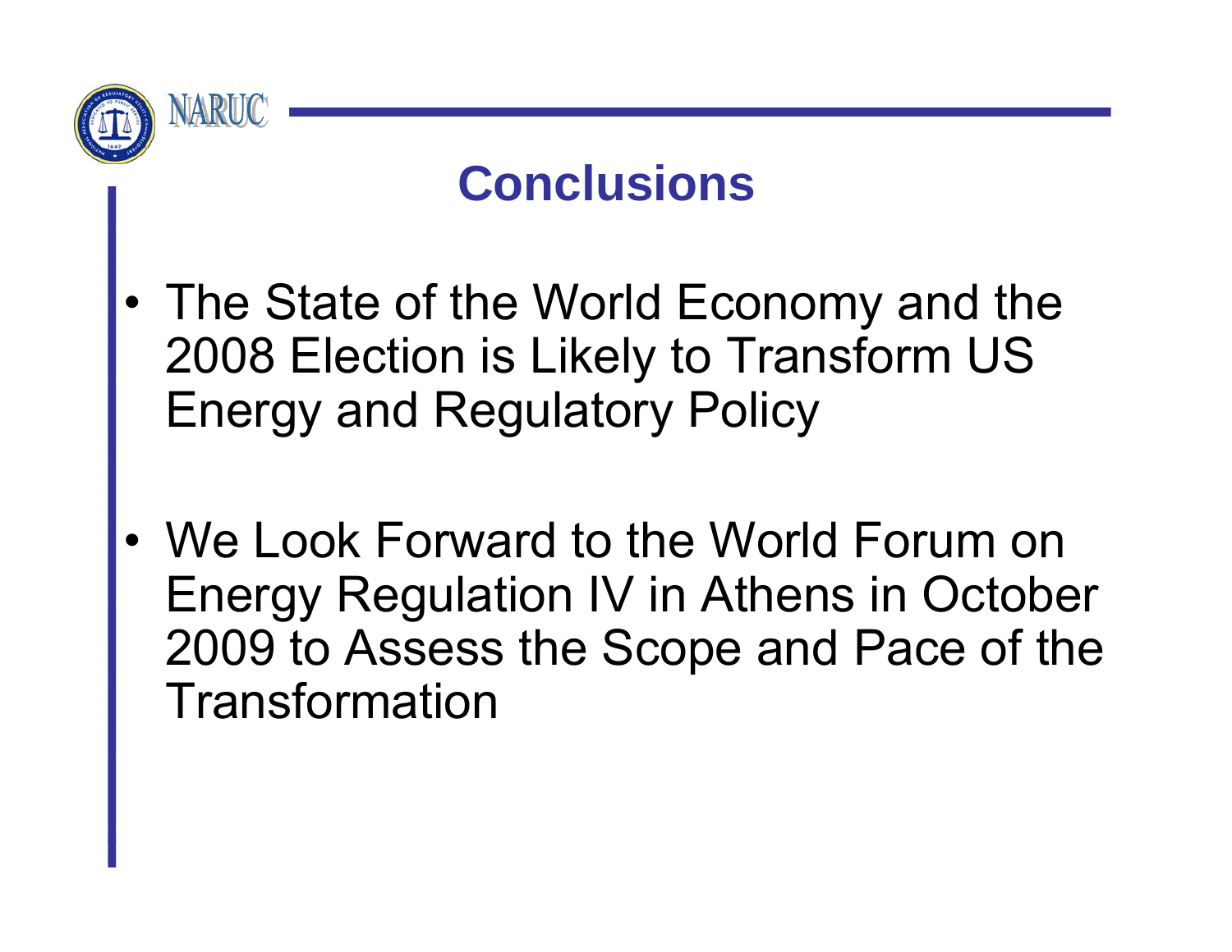# Conclusions

- The State of the World Economy and the 2008 Election is Likely to Transform US Energy and Regulatory Policy

- We Look Forward to the World Forum on Energy Regulation IV in Athens in October 2009 to Assess the Scope and Pace of the Transformation